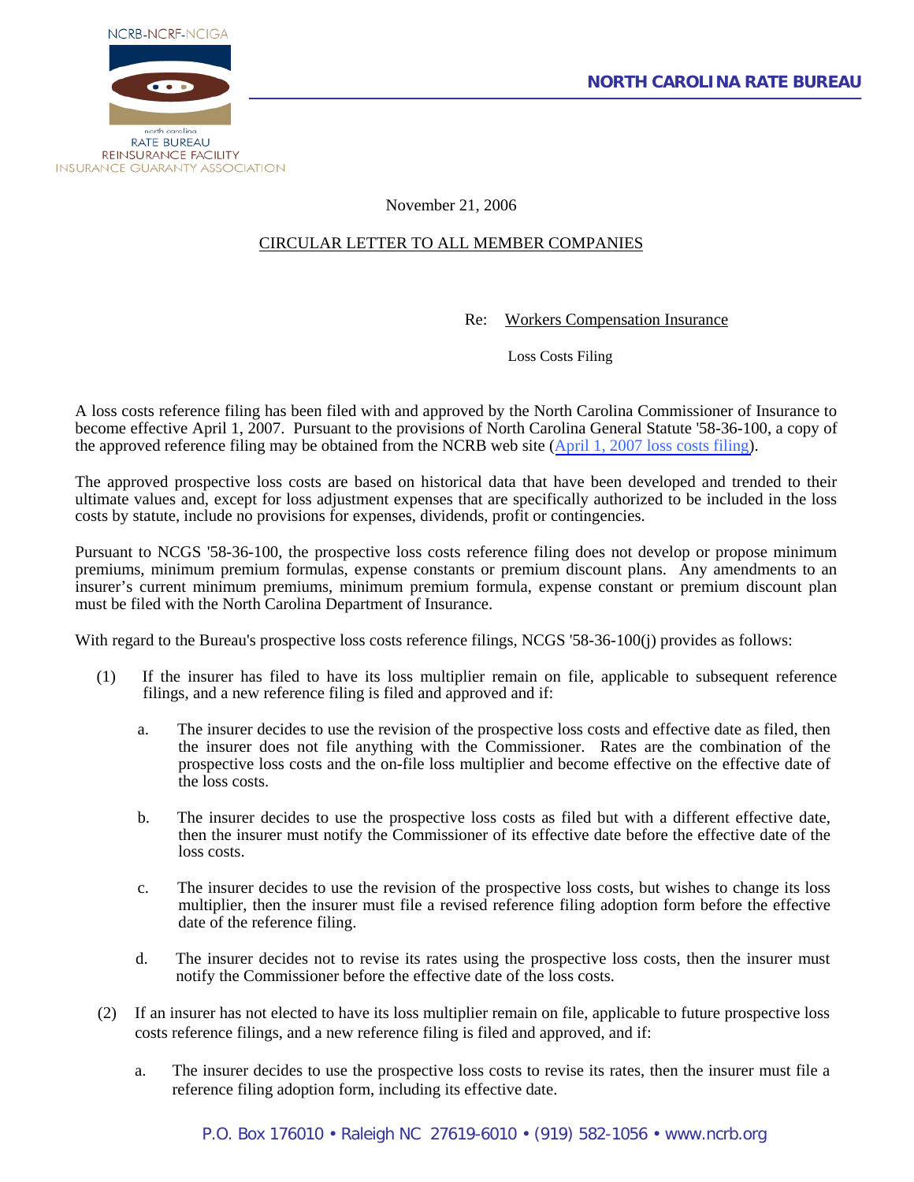NCRB-NCRF-NCIGA

north carolina
RATE BUREAU
REINSURANCE FACILITY
INSURANCE GUARANTY ASSOCIATION

**NORTH CAROLINA RATE BUREAU**

November 21, 2006

CIRCULAR LETTER TO ALL MEMBER COMPANIES

Re: Workers Compensation Insurance

Loss Costs Filing

A loss costs reference filing has been filed with and approved by the North Carolina Commissioner of Insurance to become effective April 1, 2007. Pursuant to the provisions of North Carolina General Statute '58-36-100, a copy of the approved reference filing may be obtained from the NCRB web site (April 1, 2007 loss costs filing).

The approved prospective loss costs are based on historical data that have been developed and trended to their ultimate values and, except for loss adjustment expenses that are specifically authorized to be included in the loss costs by statute, include no provisions for expenses, dividends, profit or contingencies.

Pursuant to NCGS '58-36-100, the prospective loss costs reference filing does not develop or propose minimum premiums, minimum premium formulas, expense constants or premium discount plans. Any amendments to an insurer's current minimum premiums, minimum premium formula, expense constant or premium discount plan must be filed with the North Carolina Department of Insurance.

With regard to the Bureau's prospective loss costs reference filings, NCGS '58-36-100(j) provides as follows:

(1) If the insurer has filed to have its loss multiplier remain on file, applicable to subsequent reference filings, and a new reference filing is filed and approved and if:

   a. The insurer decides to use the revision of the prospective loss costs and effective date as filed, then the insurer does not file anything with the Commissioner. Rates are the combination of the prospective loss costs and the on-file loss multiplier and become effective on the effective date of the loss costs.

   b. The insurer decides to use the prospective loss costs as filed but with a different effective date, then the insurer must notify the Commissioner of its effective date before the effective date of the loss costs.

   c. The insurer decides to use the revision of the prospective loss costs, but wishes to change its loss multiplier, then the insurer must file a revised reference filing adoption form before the effective date of the reference filing.

   d. The insurer decides not to revise its rates using the prospective loss costs, then the insurer must notify the Commissioner before the effective date of the loss costs.

(2) If an insurer has not elected to have its loss multiplier remain on file, applicable to future prospective loss costs reference filings, and a new reference filing is filed and approved, and if:

   a. The insurer decides to use the prospective loss costs to revise its rates, then the insurer must file a reference filing adoption form, including its effective date.

P.O. Box 176010 • Raleigh NC 27619-6010 • (919) 582-1056 • www.ncrb.org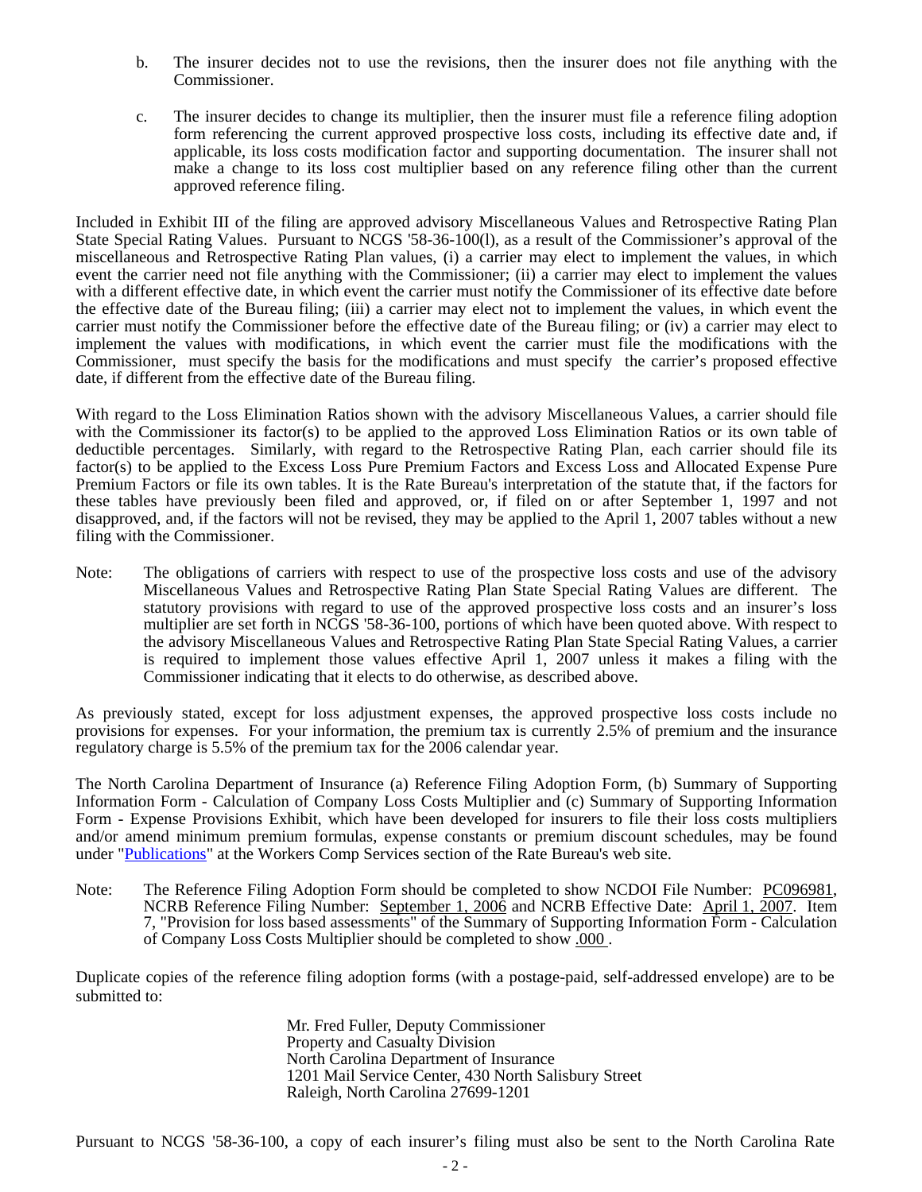b. The insurer decides not to use the revisions, then the insurer does not file anything with the Commissioner.

c. The insurer decides to change its multiplier, then the insurer must file a reference filing adoption form referencing the current approved prospective loss costs, including its effective date and, if applicable, its loss costs modification factor and supporting documentation. The insurer shall not make a change to its loss cost multiplier based on any reference filing other than the current approved reference filing.

Included in Exhibit III of the filing are approved advisory Miscellaneous Values and Retrospective Rating Plan State Special Rating Values. Pursuant to NCGS '58-36-100(l), as a result of the Commissioner's approval of the miscellaneous and Retrospective Rating Plan values, (i) a carrier may elect to implement the values, in which event the carrier need not file anything with the Commissioner; (ii) a carrier may elect to implement the values with a different effective date, in which event the carrier must notify the Commissioner of its effective date before the effective date of the Bureau filing; (iii) a carrier may elect not to implement the values, in which event the carrier must notify the Commissioner before the effective date of the Bureau filing; or (iv) a carrier may elect to implement the values with modifications, in which event the carrier must file the modifications with the Commissioner, must specify the basis for the modifications and must specify the carrier's proposed effective date, if different from the effective date of the Bureau filing.

With regard to the Loss Elimination Ratios shown with the advisory Miscellaneous Values, a carrier should file with the Commissioner its factor(s) to be applied to the approved Loss Elimination Ratios or its own table of deductible percentages. Similarly, with regard to the Retrospective Rating Plan, each carrier should file its factor(s) to be applied to the Excess Loss Pure Premium Factors and Excess Loss and Allocated Expense Pure Premium Factors or file its own tables. It is the Rate Bureau's interpretation of the statute that, if the factors for these tables have previously been filed and approved, or, if filed on or after September 1, 1997 and not disapproved, and, if the factors will not be revised, they may be applied to the April 1, 2007 tables without a new filing with the Commissioner.

Note: The obligations of carriers with respect to use of the prospective loss costs and use of the advisory Miscellaneous Values and Retrospective Rating Plan State Special Rating Values are different. The statutory provisions with regard to use of the approved prospective loss costs and an insurer's loss multiplier are set forth in NCGS '58-36-100, portions of which have been quoted above. With respect to the advisory Miscellaneous Values and Retrospective Rating Plan State Special Rating Values, a carrier is required to implement those values effective April 1, 2007 unless it makes a filing with the Commissioner indicating that it elects to do otherwise, as described above.

As previously stated, except for loss adjustment expenses, the approved prospective loss costs include no provisions for expenses. For your information, the premium tax is currently 2.5% of premium and the insurance regulatory charge is 5.5% of the premium tax for the 2006 calendar year.

The North Carolina Department of Insurance (a) Reference Filing Adoption Form, (b) Summary of Supporting Information Form - Calculation of Company Loss Costs Multiplier and (c) Summary of Supporting Information Form - Expense Provisions Exhibit, which have been developed for insurers to file their loss costs multipliers and/or amend minimum premium formulas, expense constants or premium discount schedules, may be found under "Publications" at the Workers Comp Services section of the Rate Bureau's web site.

Note: The Reference Filing Adoption Form should be completed to show NCDOI File Number: PC096981, NCRB Reference Filing Number: September 1, 2006 and NCRB Effective Date: April 1, 2007. Item 7, "Provision for loss based assessments" of the Summary of Supporting Information Form - Calculation of Company Loss Costs Multiplier should be completed to show .000 .

Duplicate copies of the reference filing adoption forms (with a postage-paid, self-addressed envelope) are to be submitted to:

Mr. Fred Fuller, Deputy Commissioner
Property and Casualty Division
North Carolina Department of Insurance
1201 Mail Service Center, 430 North Salisbury Street
Raleigh, North Carolina 27699-1201

Pursuant to NCGS '58-36-100, a copy of each insurer's filing must also be sent to the North Carolina Rate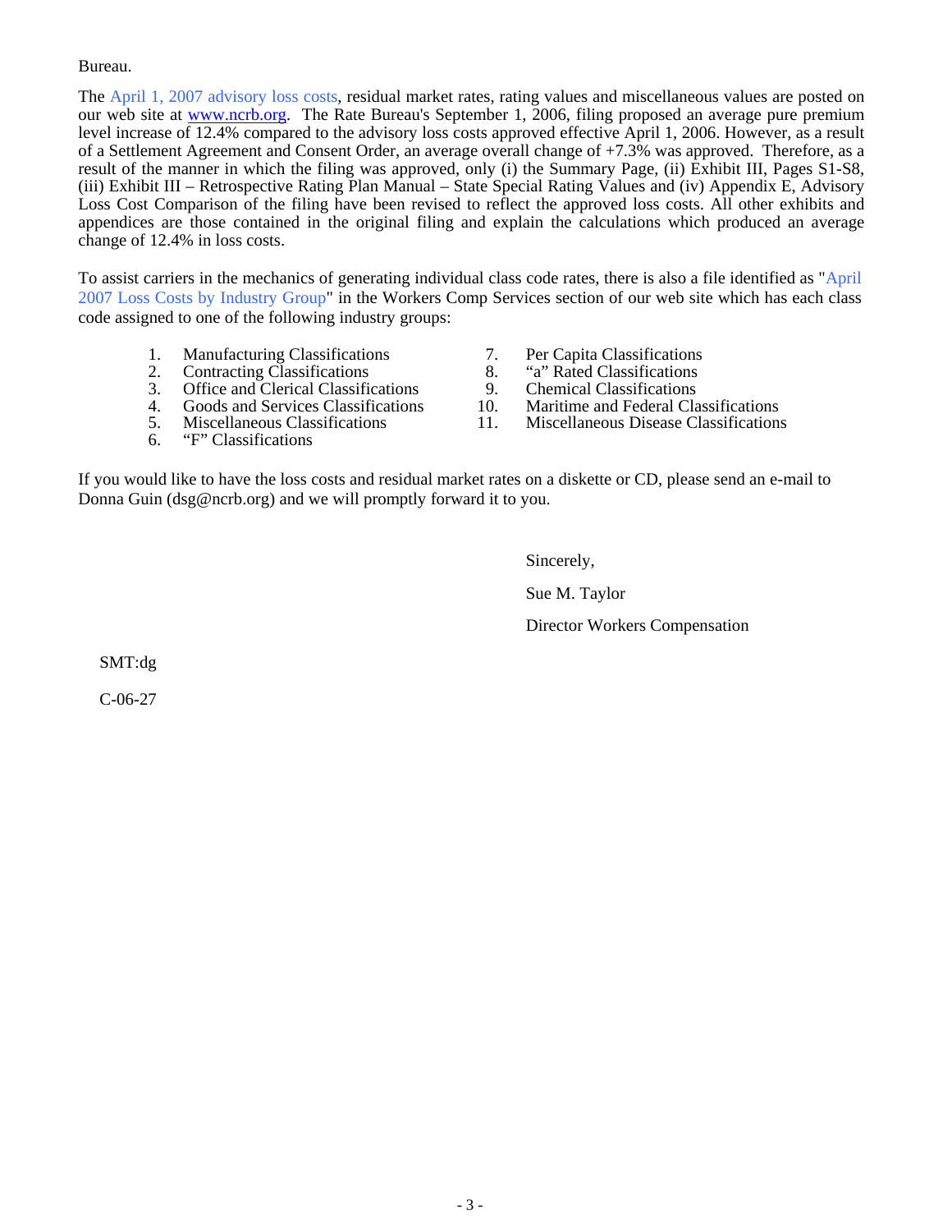Bureau.

The April 1, 2007 advisory loss costs, residual market rates, rating values and miscellaneous values are posted on our web site at www.ncrb.org. The Rate Bureau's September 1, 2006, filing proposed an average pure premium level increase of 12.4% compared to the advisory loss costs approved effective April 1, 2006. However, as a result of a Settlement Agreement and Consent Order, an average overall change of +7.3% was approved. Therefore, as a result of the manner in which the filing was approved, only (i) the Summary Page, (ii) Exhibit III, Pages S1-S8, (iii) Exhibit III – Retrospective Rating Plan Manual – State Special Rating Values and (iv) Appendix E, Advisory Loss Cost Comparison of the filing have been revised to reflect the approved loss costs. All other exhibits and appendices are those contained in the original filing and explain the calculations which produced an average change of 12.4% in loss costs.

To assist carriers in the mechanics of generating individual class code rates, there is also a file identified as "April 2007 Loss Costs by Industry Group" in the Workers Comp Services section of our web site which has each class code assigned to one of the following industry groups:

1. Manufacturing Classifications
2. Contracting Classifications
3. Office and Clerical Classifications
4. Goods and Services Classifications
5. Miscellaneous Classifications
6. "F" Classifications
7. Per Capita Classifications
8. "a" Rated Classifications
9. Chemical Classifications
10. Maritime and Federal Classifications
11. Miscellaneous Disease Classifications

If you would like to have the loss costs and residual market rates on a diskette or CD, please send an e-mail to Donna Guin (dsg@ncrb.org) and we will promptly forward it to you.

Sincerely,

Sue M. Taylor

Director Workers Compensation

SMT:dg

C-06-27